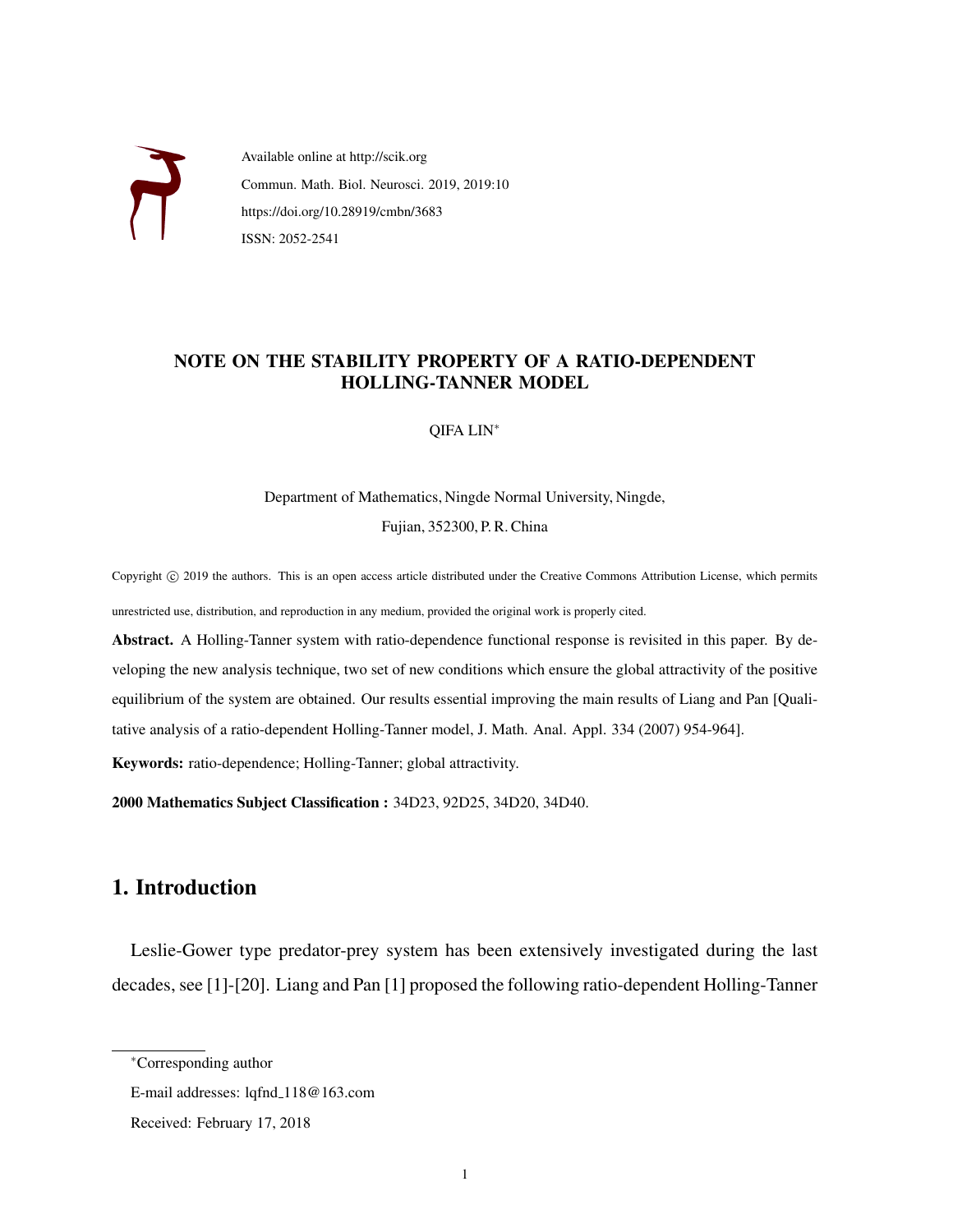Available online at http://scik.org

Commun. Math. Biol. Neurosci. 2019, 2019:10

https://doi.org/10.28919/cmbn/3683

ISSN: 2052-2541

# NOTE ON THE STABILITY PROPERTY OF A RATIO-DEPENDENT HOLLING-TANNER MODEL

QIFA LIN*

Department of Mathematics, Ningde Normal University, Ningde, Fujian, 352300, P. R. China

Copyright © 2019 the authors. This is an open access article distributed under the Creative Commons Attribution License, which permits unrestricted use, distribution, and reproduction in any medium, provided the original work is properly cited.

**Abstract.** A Holling-Tanner system with ratio-dependence functional response is revisited in this paper. By developing the new analysis technique, two set of new conditions which ensure the global attractivity of the positive equilibrium of the system are obtained. Our results essential improving the main results of Liang and Pan [Qualitative analysis of a ratio-dependent Holling-Tanner model, J. Math. Anal. Appl. 334 (2007) 954-964].

**Keywords:** ratio-dependence; Holling-Tanner; global attractivity.

**2000 Mathematics Subject Classification :** 34D23, 92D25, 34D20, 34D40.

## 1. Introduction

Leslie-Gower type predator-prey system has been extensively investigated during the last decades, see [1]-[20]. Liang and Pan [1] proposed the following ratio-dependent Holling-Tanner

---

*Corresponding author

E-mail addresses: lqfnd_118@163.com

Received: February 17, 2018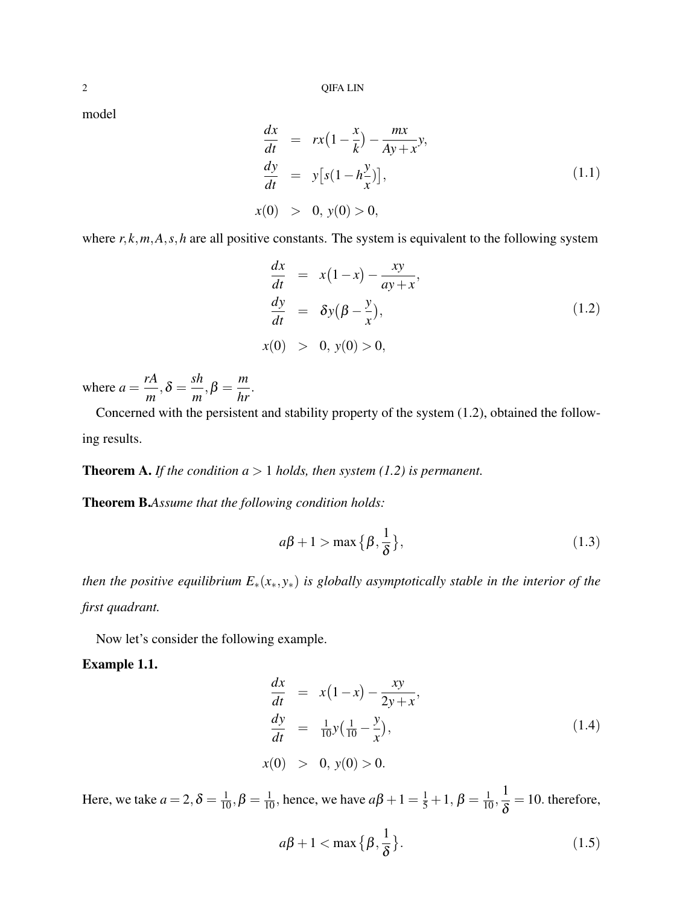model

$$
\begin{aligned}
\frac{dx}{dt} &= rx\big(1-\frac{x}{k}\big)-\frac{mx}{Ay+x}y, \\
\frac{dy}{dt} &= y\big[s(1-h\frac{y}{x})\big], \\
x(0) &> 0,\ y(0)>0,
\end{aligned}
\tag{1.1}
$$

where $r,k,m,A,s,h$ are all positive constants. The system is equivalent to the following system

$$
\begin{aligned}
\frac{dx}{dt} &= x\big(1-x\big)-\frac{xy}{ay+x}, \\
\frac{dy}{dt} &= \delta y\big(\beta-\frac{y}{x}\big), \\
x(0) &> 0,\ y(0)>0,
\end{aligned}
\tag{1.2}
$$

where $a=\dfrac{rA}{m}, \delta=\dfrac{sh}{m}, \beta=\dfrac{m}{hr}$.

Concerned with the persistent and stability property of the system (1.2), obtained the following results.

**Theorem A.** *If the condition $a>1$ holds, then system (1.2) is permanent.*

**Theorem B.** *Assume that the following condition holds:*

$$
a\beta+1>\max\big\{\beta,\frac{1}{\delta}\big\},
\tag{1.3}
$$

*then the positive equilibrium $E_*(x_*,y_*)$ is globally asymptotically stable in the interior of the first quadrant.*

Now let's consider the following example.

**Example 1.1.**

$$
\begin{aligned}
\frac{dx}{dt} &= x\big(1-x\big)-\frac{xy}{2y+x}, \\
\frac{dy}{dt} &= \tfrac{1}{10}y\big(\tfrac{1}{10}-\frac{y}{x}\big), \\
x(0) &> 0,\ y(0)>0.
\end{aligned}
\tag{1.4}
$$

Here, we take $a=2, \delta=\frac{1}{10}, \beta=\frac{1}{10}$, hence, we have $a\beta+1=\frac{1}{5}+1$, $\beta=\frac{1}{10}, \dfrac{1}{\delta}=10$. therefore,

$$
a\beta+1<\max\big\{\beta,\frac{1}{\delta}\big\}.
\tag{1.5}
$$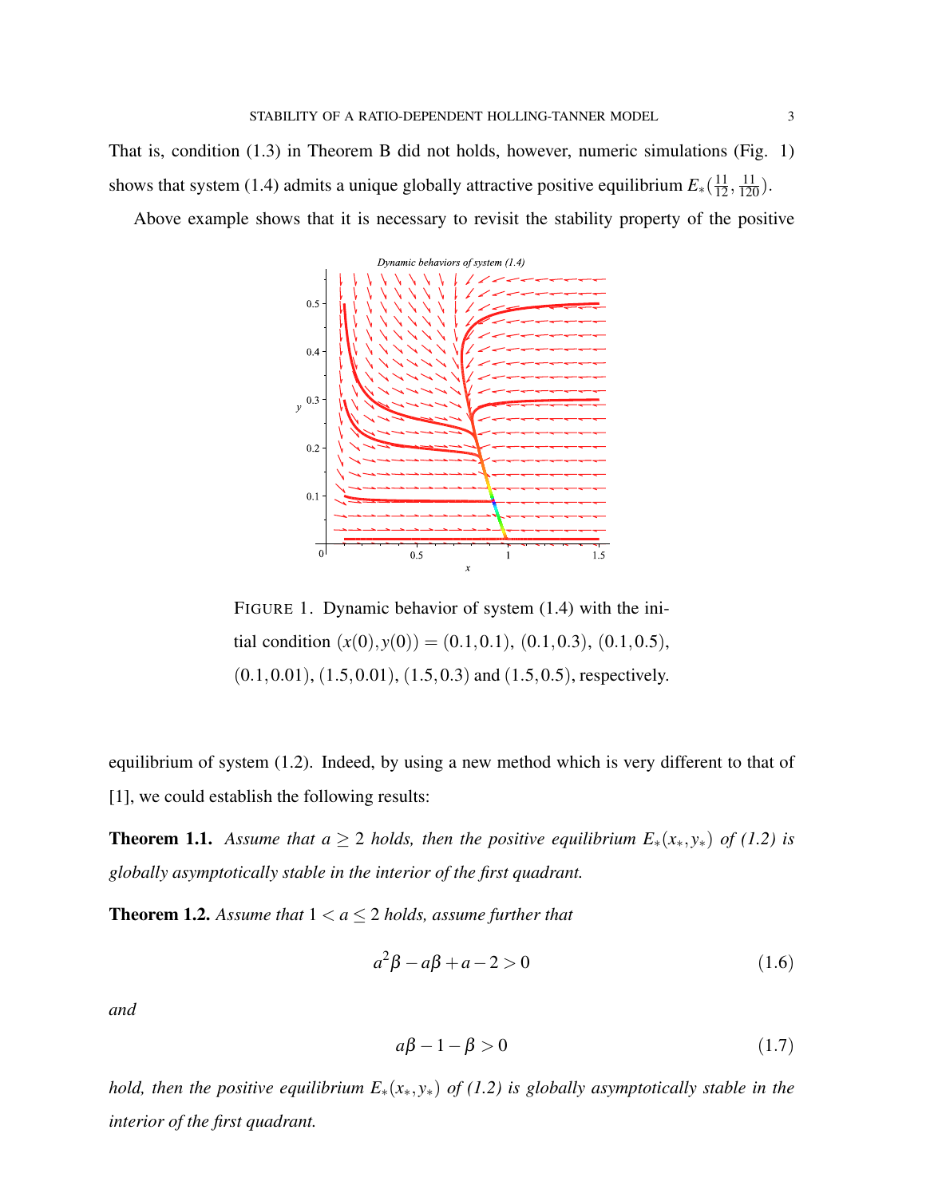That is, condition (1.3) in Theorem B did not holds, however, numeric simulations (Fig. 1) shows that system (1.4) admits a unique globally attractive positive equilibrium $E_*(\frac{11}{12}, \frac{11}{120})$.

Above example shows that it is necessary to revisit the stability property of the positive equilibrium of system (1.2). Indeed, by using a new method which is very different to that of [1], we could establish the following results:

FIGURE 1. Dynamic behavior of system (1.4) with the initial condition $(x(0), y(0)) = (0.1, 0.1)$, $(0.1, 0.3)$, $(0.1, 0.5)$, $(0.1, 0.01)$, $(1.5, 0.01)$, $(1.5, 0.3)$ and $(1.5, 0.5)$, respectively.

**Theorem 1.1.** *Assume that $a \geq 2$ holds, then the positive equilibrium $E_*(x_*, y_*)$ of (1.2) is globally asymptotically stable in the interior of the first quadrant.*

**Theorem 1.2.** *Assume that $1 < a \leq 2$ holds, assume further that*

$$a^2\beta - a\beta + a - 2 > 0 \tag{1.6}$$

*and*

$$a\beta - 1 - \beta > 0 \tag{1.7}$$

*hold, then the positive equilibrium $E_*(x_*, y_*)$ of (1.2) is globally asymptotically stable in the interior of the first quadrant.*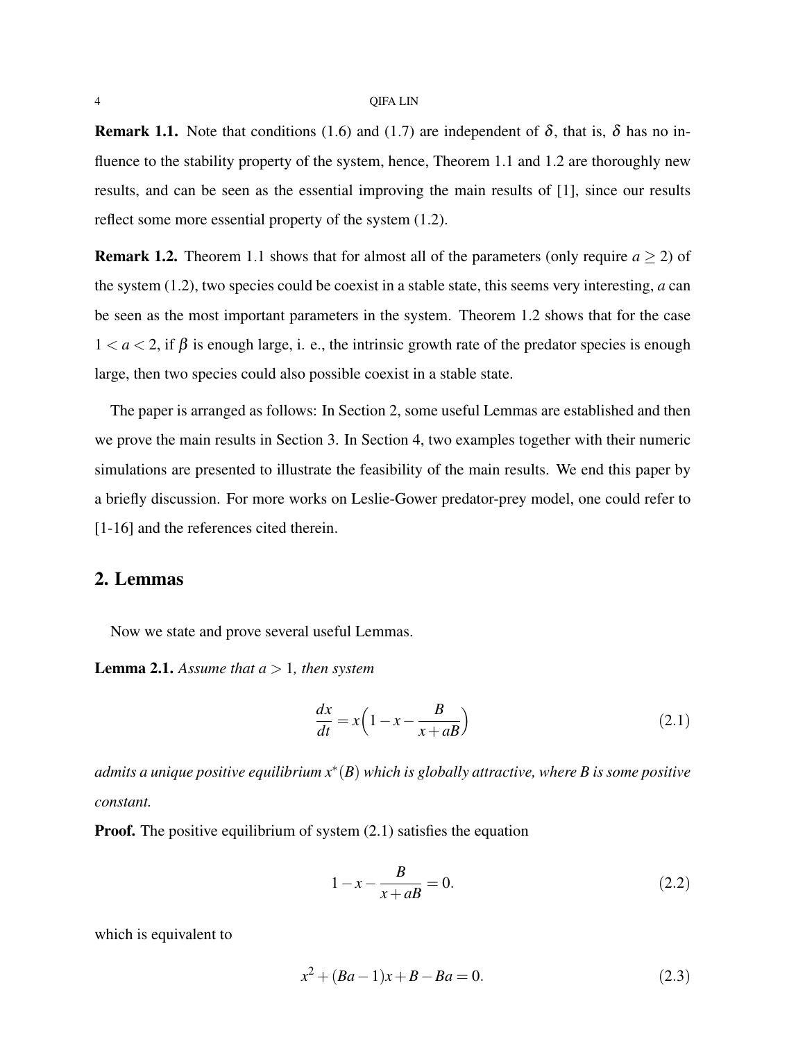**Remark 1.1.** Note that conditions (1.6) and (1.7) are independent of $\delta$, that is, $\delta$ has no influence to the stability property of the system, hence, Theorem 1.1 and 1.2 are thoroughly new results, and can be seen as the essential improving the main results of [1], since our results reflect some more essential property of the system (1.2).

**Remark 1.2.** Theorem 1.1 shows that for almost all of the parameters (only require $a \geq 2$) of the system (1.2), two species could be coexist in a stable state, this seems very interesting, $a$ can be seen as the most important parameters in the system. Theorem 1.2 shows that for the case $1 < a < 2$, if $\beta$ is enough large, i. e., the intrinsic growth rate of the predator species is enough large, then two species could also possible coexist in a stable state.

The paper is arranged as follows: In Section 2, some useful Lemmas are established and then we prove the main results in Section 3. In Section 4, two examples together with their numeric simulations are presented to illustrate the feasibility of the main results. We end this paper by a briefly discussion. For more works on Leslie-Gower predator-prey model, one could refer to [1-16] and the references cited therein.

## 2. Lemmas

Now we state and prove several useful Lemmas.

**Lemma 2.1.** *Assume that $a > 1$, then system*

$$\frac{dx}{dt} = x\Big(1 - x - \frac{B}{x + aB}\Big) \tag{2.1}$$

*admits a unique positive equilibrium $x^*(B)$ which is globally attractive, where $B$ is some positive constant.*

**Proof.** The positive equilibrium of system (2.1) satisfies the equation

$$1 - x - \frac{B}{x + aB} = 0. \tag{2.2}$$

which is equivalent to

$$x^2 + (Ba - 1)x + B - Ba = 0. \tag{2.3}$$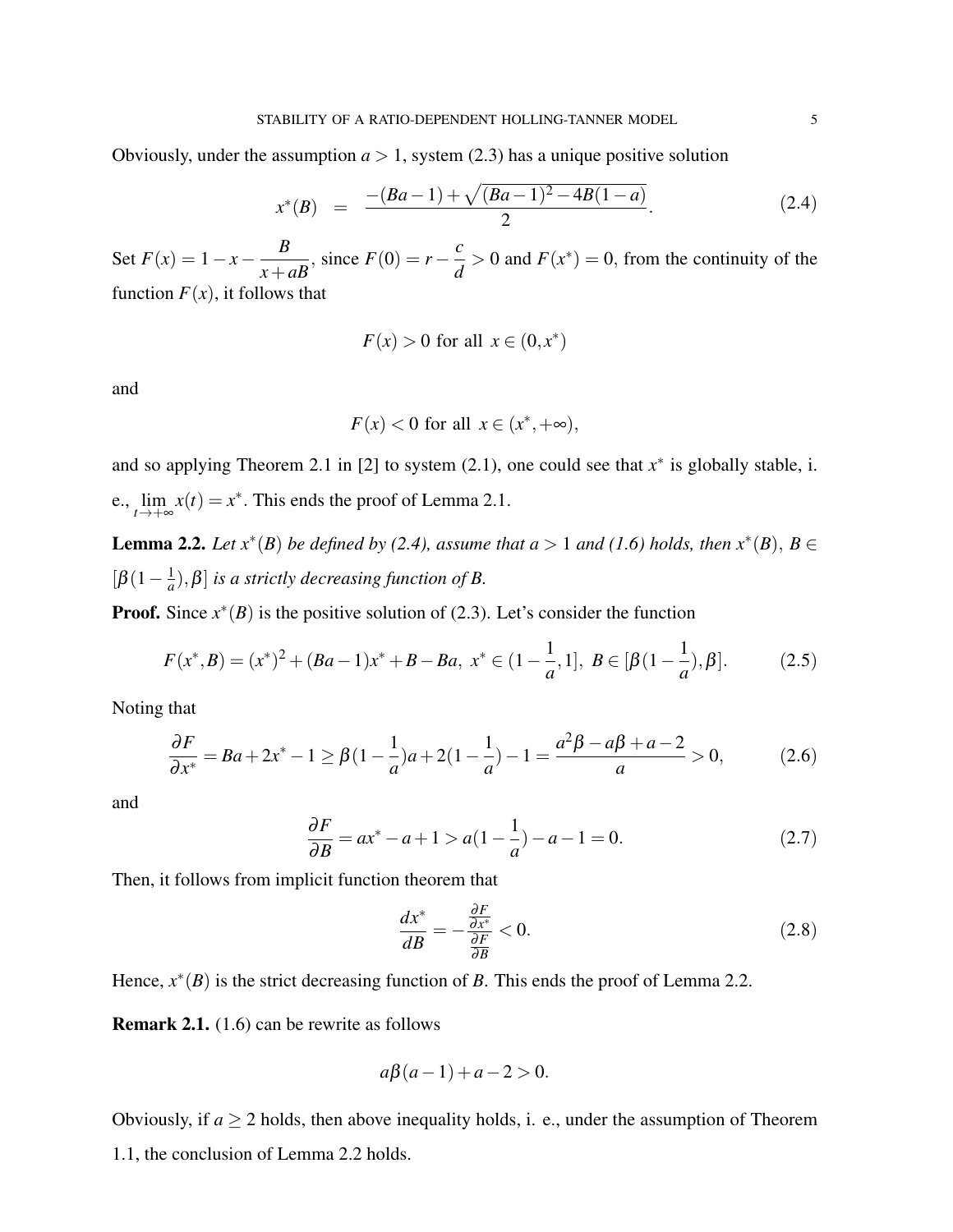Obviously, under the assumption $a > 1$, system (2.3) has a unique positive solution

$$x^*(B) \;\; = \;\; \frac{-(Ba-1)+\sqrt{(Ba-1)^2-4B(1-a)}}{2}. \tag{2.4}$$

Set $F(x) = 1-x-\dfrac{B}{x+aB}$, since $F(0) = r-\dfrac{c}{d} > 0$ and $F(x^*) = 0$, from the continuity of the function $F(x)$, it follows that

$$F(x) > 0 \text{ for all } x \in (0, x^*)$$

and

$$F(x) < 0 \text{ for all } x \in (x^*, +\infty),$$

and so applying Theorem 2.1 in [2] to system (2.1), one could see that $x^*$ is globally stable, i. e., $\lim\limits_{t\to+\infty} x(t) = x^*$. This ends the proof of Lemma 2.1.

**Lemma 2.2.** *Let $x^*(B)$ be defined by (2.4), assume that $a > 1$ and (1.6) holds, then $x^*(B)$, $B \in [\beta(1-\frac{1}{a}), \beta]$ is a strictly decreasing function of $B$.*

**Proof.** Since $x^*(B)$ is the positive solution of (2.3). Let's consider the function

$$F(x^*, B) = (x^*)^2 + (Ba-1)x^* + B - Ba, \; x^* \in (1-\frac{1}{a}, 1], \; B \in [\beta(1-\frac{1}{a}), \beta]. \tag{2.5}$$

Noting that

$$\frac{\partial F}{\partial x^*} = Ba + 2x^* - 1 \geq \beta(1-\frac{1}{a})a + 2(1-\frac{1}{a}) - 1 = \frac{a^2\beta - a\beta + a - 2}{a} > 0, \tag{2.6}$$

and

$$\frac{\partial F}{\partial B} = ax^* - a + 1 > a(1-\frac{1}{a}) - a - 1 = 0. \tag{2.7}$$

Then, it follows from implicit function theorem that

$$\frac{dx^*}{dB} = -\frac{\frac{\partial F}{\partial x^*}}{\frac{\partial F}{\partial B}} < 0. \tag{2.8}$$

Hence, $x^*(B)$ is the strict decreasing function of $B$. This ends the proof of Lemma 2.2.

**Remark 2.1.** (1.6) can be rewrite as follows

$$a\beta(a-1) + a - 2 > 0.$$

Obviously, if $a \geq 2$ holds, then above inequality holds, i. e., under the assumption of Theorem 1.1, the conclusion of Lemma 2.2 holds.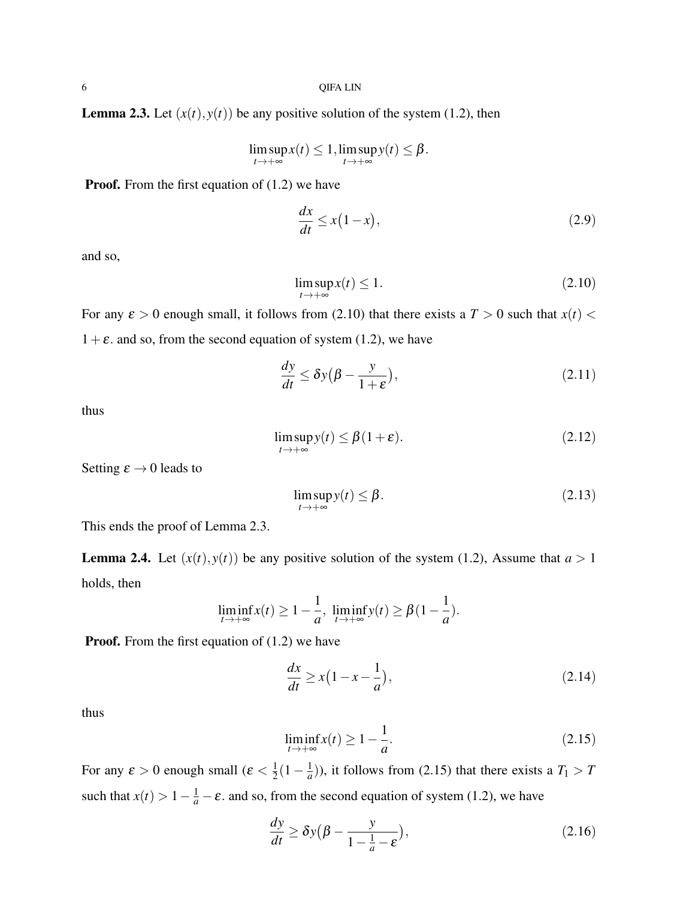**Lemma 2.3.** Let $(x(t), y(t))$ be any positive solution of the system (1.2), then

$$\limsup_{t\to+\infty} x(t) \le 1, \limsup_{t\to+\infty} y(t) \le \beta.$$

**Proof.** From the first equation of (1.2) we have

$$\frac{dx}{dt} \le x\big(1-x\big), \tag{2.9}$$

and so,

$$\limsup_{t\to+\infty} x(t) \le 1. \tag{2.10}$$

For any $\varepsilon > 0$ enough small, it follows from (2.10) that there exists a $T > 0$ such that $x(t) < 1+\varepsilon$. and so, from the second equation of system (1.2), we have

$$\frac{dy}{dt} \le \delta y\big(\beta - \frac{y}{1+\varepsilon}\big), \tag{2.11}$$

thus

$$\limsup_{t\to+\infty} y(t) \le \beta(1+\varepsilon). \tag{2.12}$$

Setting $\varepsilon \to 0$ leads to

$$\limsup_{t\to+\infty} y(t) \le \beta. \tag{2.13}$$

This ends the proof of Lemma 2.3.

**Lemma 2.4.** Let $(x(t), y(t))$ be any positive solution of the system (1.2), Assume that $a > 1$ holds, then

$$\liminf_{t\to+\infty} x(t) \ge 1 - \frac{1}{a},\ \liminf_{t\to+\infty} y(t) \ge \beta(1-\frac{1}{a}).$$

**Proof.** From the first equation of (1.2) we have

$$\frac{dx}{dt} \ge x\big(1 - x - \frac{1}{a}\big), \tag{2.14}$$

thus

$$\liminf_{t\to+\infty} x(t) \ge 1 - \frac{1}{a}. \tag{2.15}$$

For any $\varepsilon > 0$ enough small ($\varepsilon < \frac{1}{2}(1-\frac{1}{a})$), it follows from (2.15) that there exists a $T_1 > T$ such that $x(t) > 1 - \frac{1}{a} - \varepsilon$. and so, from the second equation of system (1.2), we have

$$\frac{dy}{dt} \ge \delta y\big(\beta - \frac{y}{1 - \frac{1}{a} - \varepsilon}\big), \tag{2.16}$$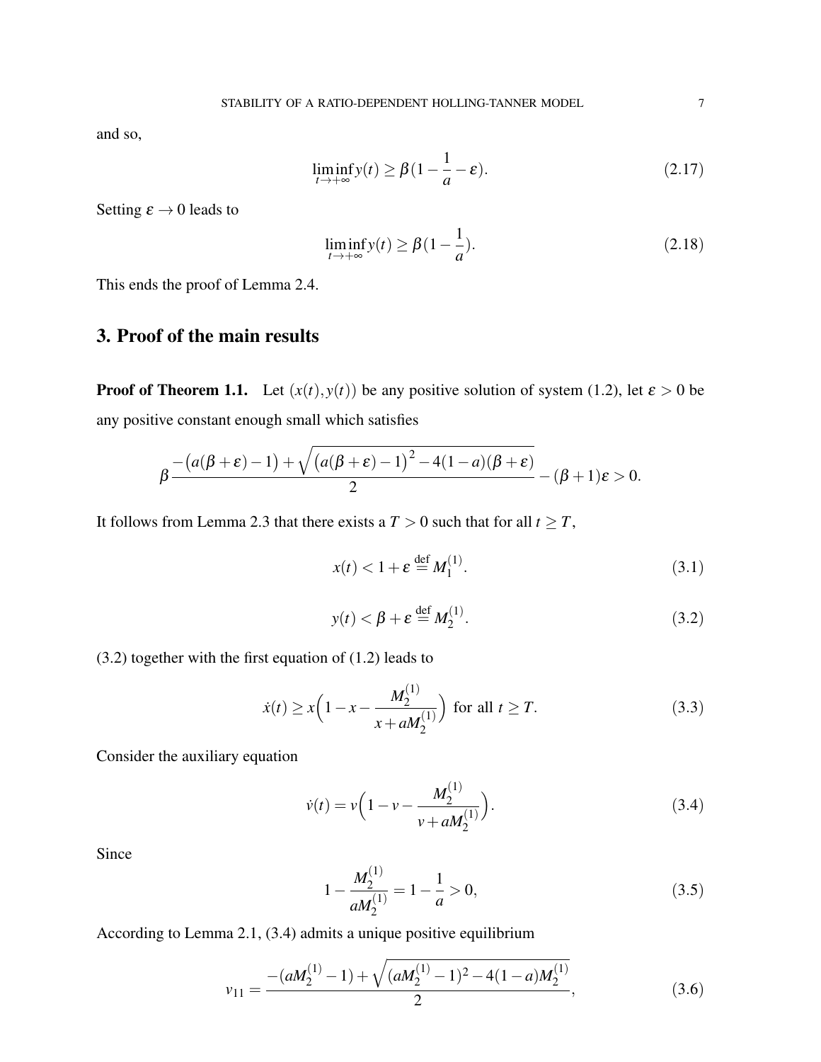and so,

$$\liminf_{t\to+\infty} y(t) \geq \beta(1-\frac{1}{a}-\varepsilon). \tag{2.17}$$

Setting $\varepsilon \to 0$ leads to

$$\liminf_{t\to+\infty} y(t) \geq \beta(1-\frac{1}{a}). \tag{2.18}$$

This ends the proof of Lemma 2.4.

## 3. Proof of the main results

**Proof of Theorem 1.1.** Let $(x(t), y(t))$ be any positive solution of system (1.2), let $\varepsilon > 0$ be any positive constant enough small which satisfies

$$\beta\frac{-\big(a(\beta+\varepsilon)-1\big)+\sqrt{\big(a(\beta+\varepsilon)-1\big)^2-4(1-a)(\beta+\varepsilon)}}{2}-(\beta+1)\varepsilon > 0.$$

It follows from Lemma 2.3 that there exists a $T > 0$ such that for all $t \geq T$,

$$x(t) < 1+\varepsilon \stackrel{\text{def}}{=} M_1^{(1)}. \tag{3.1}$$

$$y(t) < \beta+\varepsilon \stackrel{\text{def}}{=} M_2^{(1)}. \tag{3.2}$$

(3.2) together with the first equation of (1.2) leads to

$$\dot{x}(t) \geq x\Big(1-x-\frac{M_2^{(1)}}{x+aM_2^{(1)}}\Big) \text{ for all } t \geq T. \tag{3.3}$$

Consider the auxiliary equation

$$\dot{v}(t) = v\Big(1-v-\frac{M_2^{(1)}}{v+aM_2^{(1)}}\Big). \tag{3.4}$$

Since

$$1-\frac{M_2^{(1)}}{aM_2^{(1)}} = 1-\frac{1}{a} > 0, \tag{3.5}$$

According to Lemma 2.1, (3.4) admits a unique positive equilibrium

$$v_{11} = \frac{-(aM_2^{(1)}-1)+\sqrt{(aM_2^{(1)}-1)^2-4(1-a)M_2^{(1)}}}{2}, \tag{3.6}$$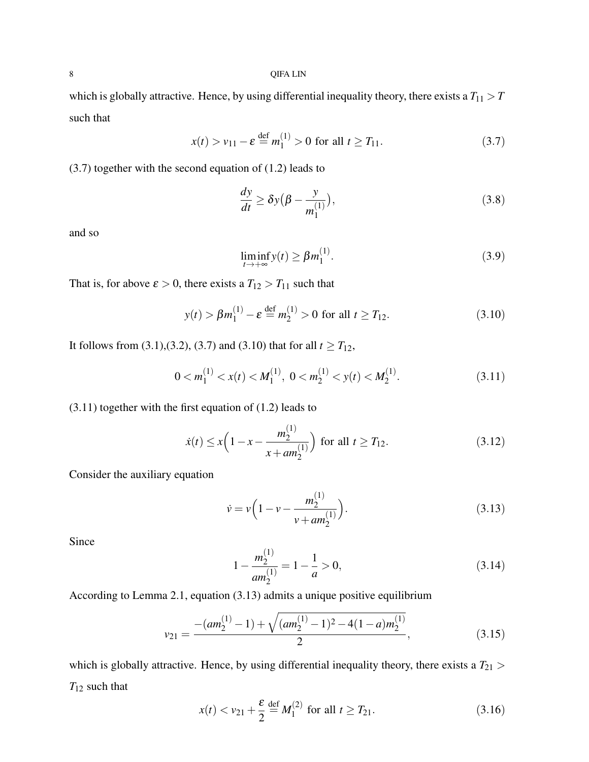which is globally attractive. Hence, by using differential inequality theory, there exists a $T_{11} > T$ such that

$$x(t) > v_{11} - \varepsilon \stackrel{\text{def}}{=} m_1^{(1)} > 0 \text{ for all } t \geq T_{11}. \tag{3.7}$$

(3.7) together with the second equation of (1.2) leads to

$$\frac{dy}{dt} \geq \delta y\big(\beta - \frac{y}{m_1^{(1)}}\big), \tag{3.8}$$

and so

$$\liminf_{t\to+\infty} y(t) \geq \beta m_1^{(1)}. \tag{3.9}$$

That is, for above $\varepsilon > 0$, there exists a $T_{12} > T_{11}$ such that

$$y(t) > \beta m_1^{(1)} - \varepsilon \stackrel{\text{def}}{=} m_2^{(1)} > 0 \text{ for all } t > T_{12}. \tag{3.10}$$

It follows from (3.1),(3.2), (3.7) and (3.10) that for all $t \geq T_{12}$,

$$0 < m_1^{(1)} < x(t) < M_1^{(1)},\ 0 < m_2^{(1)} < y(t) < M_2^{(1)}. \tag{3.11}$$

(3.11) together with the first equation of (1.2) leads to

$$\dot{x}(t) \leq x\Big(1 - x - \frac{m_2^{(1)}}{x + am_2^{(1)}}\Big) \text{ for all } t \geq T_{12}. \tag{3.12}$$

Consider the auxiliary equation

$$\dot{v} = v\Big(1 - v - \frac{m_2^{(1)}}{v + am_2^{(1)}}\Big). \tag{3.13}$$

Since

$$1 - \frac{m_2^{(1)}}{am_2^{(1)}} = 1 - \frac{1}{a} > 0, \tag{3.14}$$

According to Lemma 2.1, equation (3.13) admits a unique positive equilibrium

$$v_{21} = \frac{-(am_2^{(1)} - 1) + \sqrt{(am_2^{(1)} - 1)^2 - 4(1-a)m_2^{(1)}}}{2}, \tag{3.15}$$

which is globally attractive. Hence, by using differential inequality theory, there exists a $T_{21} > T_{12}$ such that

$$x(t) < v_{21} + \frac{\varepsilon}{2} \stackrel{\text{def}}{=} M_1^{(2)} \text{ for all } t \geq T_{21}. \tag{3.16}$$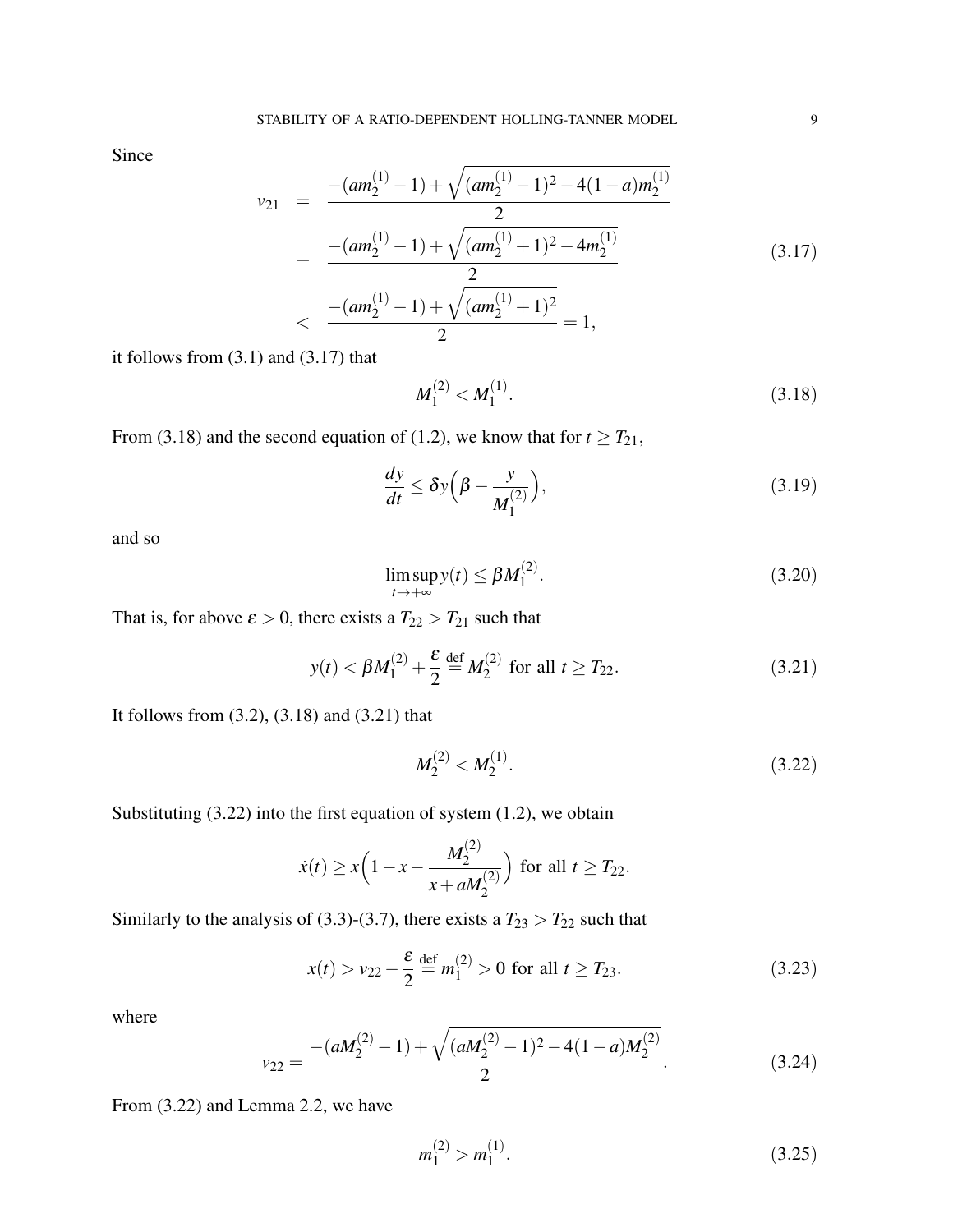Since

$$
\begin{aligned}
v_{21} &= \frac{-(am_2^{(1)}-1)+\sqrt{(am_2^{(1)}-1)^2-4(1-a)m_2^{(1)}}}{2} \\
&= \frac{-(am_2^{(1)}-1)+\sqrt{(am_2^{(1)}+1)^2-4m_2^{(1)}}}{2} \\
&< \frac{-(am_2^{(1)}-1)+\sqrt{(am_2^{(1)}+1)^2}}{2} = 1,
\end{aligned}
\tag{3.17}
$$

it follows from (3.1) and (3.17) that

$$
M_1^{(2)} < M_1^{(1)}. \tag{3.18}
$$

From (3.18) and the second equation of (1.2), we know that for $t \geq T_{21}$,

$$
\frac{dy}{dt} \leq \delta y\Big(\beta - \frac{y}{M_1^{(2)}}\Big), \tag{3.19}
$$

and so

$$
\limsup_{t\to+\infty} y(t) \leq \beta M_1^{(2)}. \tag{3.20}
$$

That is, for above $\varepsilon > 0$, there exists a $T_{22} > T_{21}$ such that

$$
y(t) < \beta M_1^{(2)} + \frac{\varepsilon}{2} \overset{\text{def}}{=} M_2^{(2)} \text{ for all } t \geq T_{22}. \tag{3.21}
$$

It follows from (3.2), (3.18) and (3.21) that

$$
M_2^{(2)} < M_2^{(1)}. \tag{3.22}
$$

Substituting (3.22) into the first equation of system (1.2), we obtain

$$
\dot{x}(t) \geq x\Big(1 - x - \frac{M_2^{(2)}}{x + aM_2^{(2)}}\Big) \text{ for all } t \geq T_{22}.
$$

Similarly to the analysis of (3.3)-(3.7), there exists a $T_{23} > T_{22}$ such that

$$
x(t) > v_{22} - \frac{\varepsilon}{2} \overset{\text{def}}{=} m_1^{(2)} > 0 \text{ for all } t \geq T_{23}. \tag{3.23}
$$

where

$$
v_{22} = \frac{-(aM_2^{(2)}-1)+\sqrt{(aM_2^{(2)}-1)^2-4(1-a)M_2^{(2)}}}{2}. \tag{3.24}
$$

From (3.22) and Lemma 2.2, we have

$$
m_1^{(2)} > m_1^{(1)}. \tag{3.25}
$$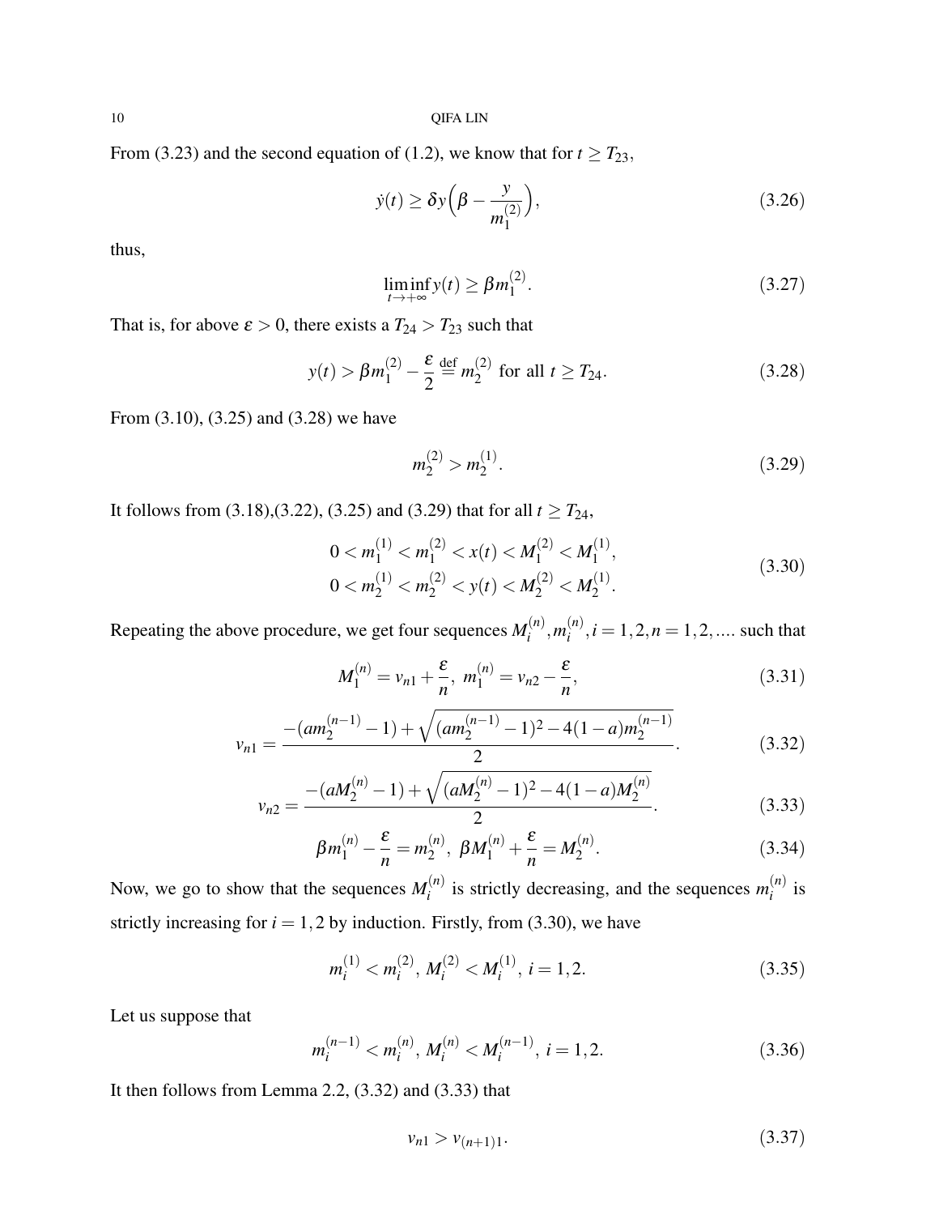From (3.23) and the second equation of (1.2), we know that for $t \geq T_{23}$,

$$\dot{y}(t) \geq \delta y\Big(\beta - \frac{y}{m_1^{(2)}}\Big), \tag{3.26}$$

thus,

$$\liminf_{t\to+\infty} y(t) \geq \beta m_1^{(2)}. \tag{3.27}$$

That is, for above $\varepsilon > 0$, there exists a $T_{24} > T_{23}$ such that

$$y(t) > \beta m_1^{(2)} - \frac{\varepsilon}{2} \overset{\text{def}}{=} m_2^{(2)} \text{ for all } t \geq T_{24}. \tag{3.28}$$

From (3.10), (3.25) and (3.28) we have

$$m_2^{(2)} > m_2^{(1)}. \tag{3.29}$$

It follows from (3.18),(3.22), (3.25) and (3.29) that for all $t \geq T_{24}$,

$$\begin{aligned} &0 < m_1^{(1)} < m_1^{(2)} < x(t) < M_1^{(2)} < M_1^{(1)}, \\ &0 < m_2^{(1)} < m_2^{(2)} < y(t) < M_2^{(2)} < M_2^{(1)}. \end{aligned} \tag{3.30}$$

Repeating the above procedure, we get four sequences $M_i^{(n)}, m_i^{(n)}, i = 1,2, n = 1,2,....$ such that

$$M_1^{(n)} = v_{n1} + \frac{\varepsilon}{n},\ m_1^{(n)} = v_{n2} - \frac{\varepsilon}{n}, \tag{3.31}$$

$$v_{n1} = \frac{-(am_2^{(n-1)} - 1) + \sqrt{(am_2^{(n-1)} - 1)^2 - 4(1-a)m_2^{(n-1)}}}{2}. \tag{3.32}$$

$$v_{n2} = \frac{-(aM_2^{(n)} - 1) + \sqrt{(aM_2^{(n)} - 1)^2 - 4(1-a)M_2^{(n)}}}{2}. \tag{3.33}$$

$$\beta m_1^{(n)} - \frac{\varepsilon}{n} = m_2^{(n)},\ \beta M_1^{(n)} + \frac{\varepsilon}{n} = M_2^{(n)}. \tag{3.34}$$

Now, we go to show that the sequences $M_i^{(n)}$ is strictly decreasing, and the sequences $m_i^{(n)}$ is strictly increasing for $i = 1,2$ by induction. Firstly, from (3.30), we have

$$m_i^{(1)} < m_i^{(2)},\ M_i^{(2)} < M_i^{(1)},\ i = 1,2. \tag{3.35}$$

Let us suppose that

$$m_i^{(n-1)} < m_i^{(n)},\ M_i^{(n)} < M_i^{(n-1)},\ i = 1,2. \tag{3.36}$$

It then follows from Lemma 2.2, (3.32) and (3.33) that

$$v_{n1} > v_{(n+1)1}. \tag{3.37}$$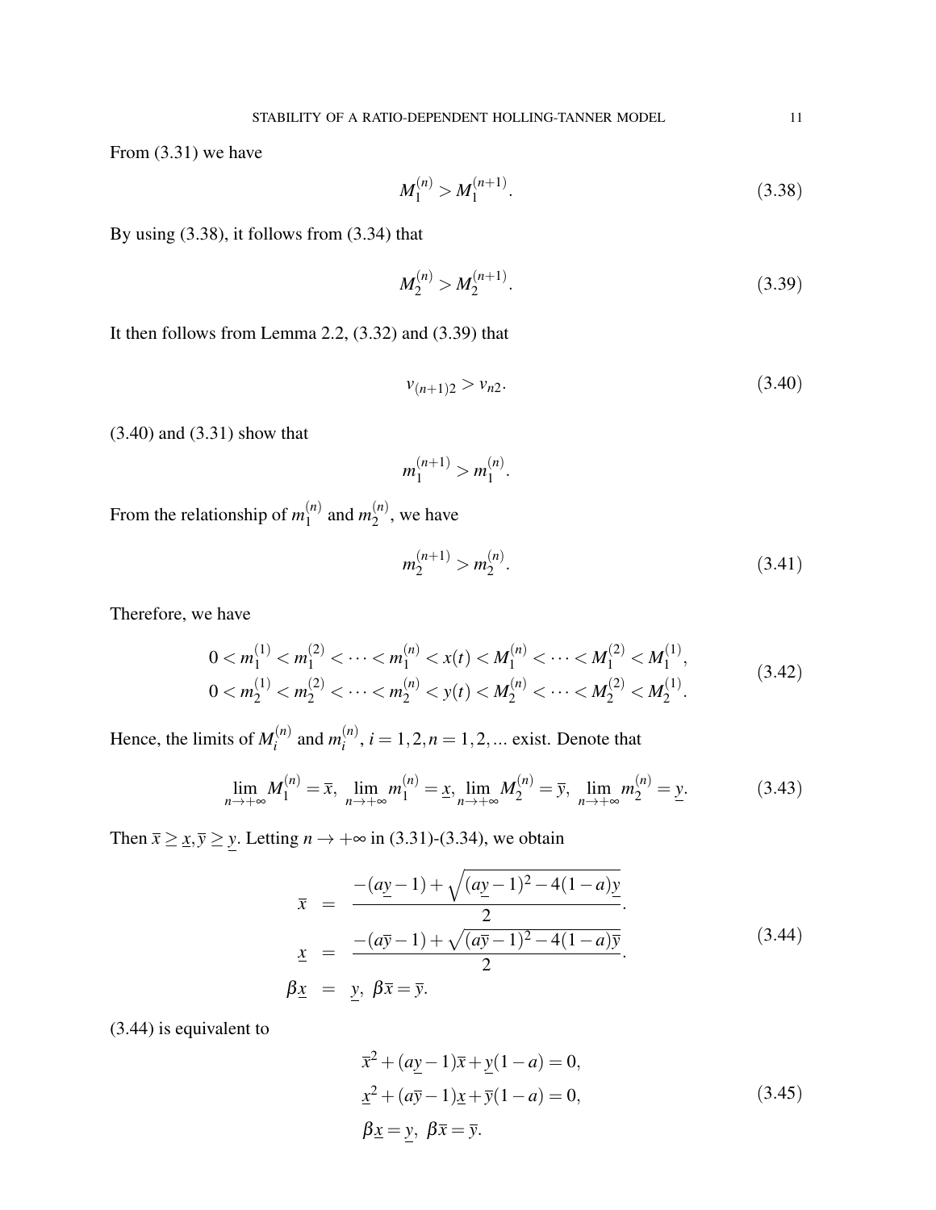From (3.31) we have

$$M_1^{(n)} > M_1^{(n+1)}. \tag{3.38}$$

By using (3.38), it follows from (3.34) that

$$M_2^{(n)} > M_2^{(n+1)}. \tag{3.39}$$

It then follows from Lemma 2.2, (3.32) and (3.39) that

$$v_{(n+1)2} > v_{n2}. \tag{3.40}$$

(3.40) and (3.31) show that

$$m_1^{(n+1)} > m_1^{(n)}.$$

From the relationship of $m_1^{(n)}$ and $m_2^{(n)}$, we have

$$m_2^{(n+1)} > m_2^{(n)}. \tag{3.41}$$

Therefore, we have

$$\begin{aligned} &0 < m_1^{(1)} < m_1^{(2)} < \cdots < m_1^{(n)} < x(t) < M_1^{(n)} < \cdots < M_1^{(2)} < M_1^{(1)}, \\ &0 < m_2^{(1)} < m_2^{(2)} < \cdots < m_2^{(n)} < y(t) < M_2^{(n)} < \cdots < M_2^{(2)} < M_2^{(1)}. \end{aligned} \tag{3.42}$$

Hence, the limits of $M_i^{(n)}$ and $m_i^{(n)}$, $i = 1, 2, n = 1, 2, ...$ exist. Denote that

$$\lim_{n\to+\infty} M_1^{(n)} = \overline{x},\ \lim_{n\to+\infty} m_1^{(n)} = \underline{x},\ \lim_{n\to+\infty} M_2^{(n)} = \overline{y},\ \lim_{n\to+\infty} m_2^{(n)} = \underline{y}. \tag{3.43}$$

Then $\overline{x} \geq \underline{x}, \overline{y} \geq \underline{y}$. Letting $n \to +\infty$ in (3.31)-(3.34), we obtain

$$\begin{aligned} \overline{x} &= \frac{-(a\underline{y}-1)+\sqrt{(a\underline{y}-1)^2-4(1-a)\underline{y}}}{2}. \\ \underline{x} &= \frac{-(a\overline{y}-1)+\sqrt{(a\overline{y}-1)^2-4(1-a)\overline{y}}}{2}. \\ \beta\underline{x} &= \underline{y},\ \beta\overline{x} = \overline{y}. \end{aligned} \tag{3.44}$$

(3.44) is equivalent to

$$\begin{aligned} &\overline{x}^2 + (a\underline{y}-1)\overline{x} + \underline{y}(1-a) = 0, \\ &\underline{x}^2 + (a\overline{y}-1)\underline{x} + \overline{y}(1-a) = 0, \\ &\beta\underline{x} = \underline{y},\ \beta\overline{x} = \overline{y}. \end{aligned} \tag{3.45}$$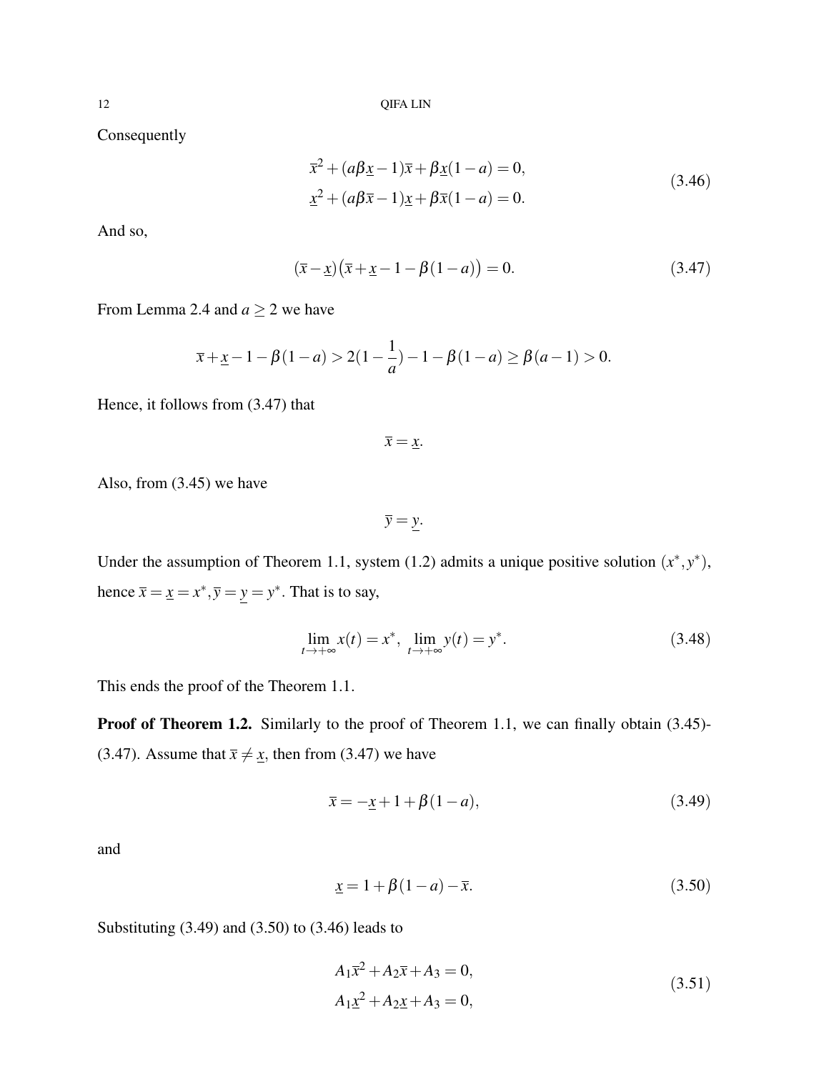Consequently

$$
\begin{aligned}
&\overline{x}^2 + (a\beta\underline{x} - 1)\overline{x} + \beta\underline{x}(1-a) = 0, \\
&\underline{x}^2 + (a\beta\overline{x} - 1)\underline{x} + \beta\overline{x}(1-a) = 0.
\end{aligned} \tag{3.46}
$$

And so,

$$
(\overline{x} - \underline{x})\big(\overline{x} + \underline{x} - 1 - \beta(1-a)\big) = 0. \tag{3.47}
$$

From Lemma 2.4 and $a \geq 2$ we have

$$
\overline{x} + \underline{x} - 1 - \beta(1-a) > 2(1 - \frac{1}{a}) - 1 - \beta(1-a) \geq \beta(a-1) > 0.
$$

Hence, it follows from (3.47) that

$$
\overline{x} = \underline{x}.
$$

Also, from (3.45) we have

$$
\overline{y} = \underline{y}.
$$

Under the assumption of Theorem 1.1, system (1.2) admits a unique positive solution $(x^*, y^*)$, hence $\overline{x} = \underline{x} = x^*, \overline{y} = \underline{y} = y^*$. That is to say,

$$
\lim_{t \to +\infty} x(t) = x^*, \ \lim_{t \to +\infty} y(t) = y^*. \tag{3.48}
$$

This ends the proof of the Theorem 1.1.

**Proof of Theorem 1.2.** Similarly to the proof of Theorem 1.1, we can finally obtain (3.45)-(3.47). Assume that $\overline{x} \neq \underline{x}$, then from (3.47) we have

$$
\overline{x} = -\underline{x} + 1 + \beta(1-a), \tag{3.49}
$$

and

$$
\underline{x} = 1 + \beta(1-a) - \overline{x}. \tag{3.50}
$$

Substituting (3.49) and (3.50) to (3.46) leads to

$$
\begin{aligned}
&A_1\overline{x}^2 + A_2\overline{x} + A_3 = 0, \\
&A_1\underline{x}^2 + A_2\underline{x} + A_3 = 0,
\end{aligned} \tag{3.51}
$$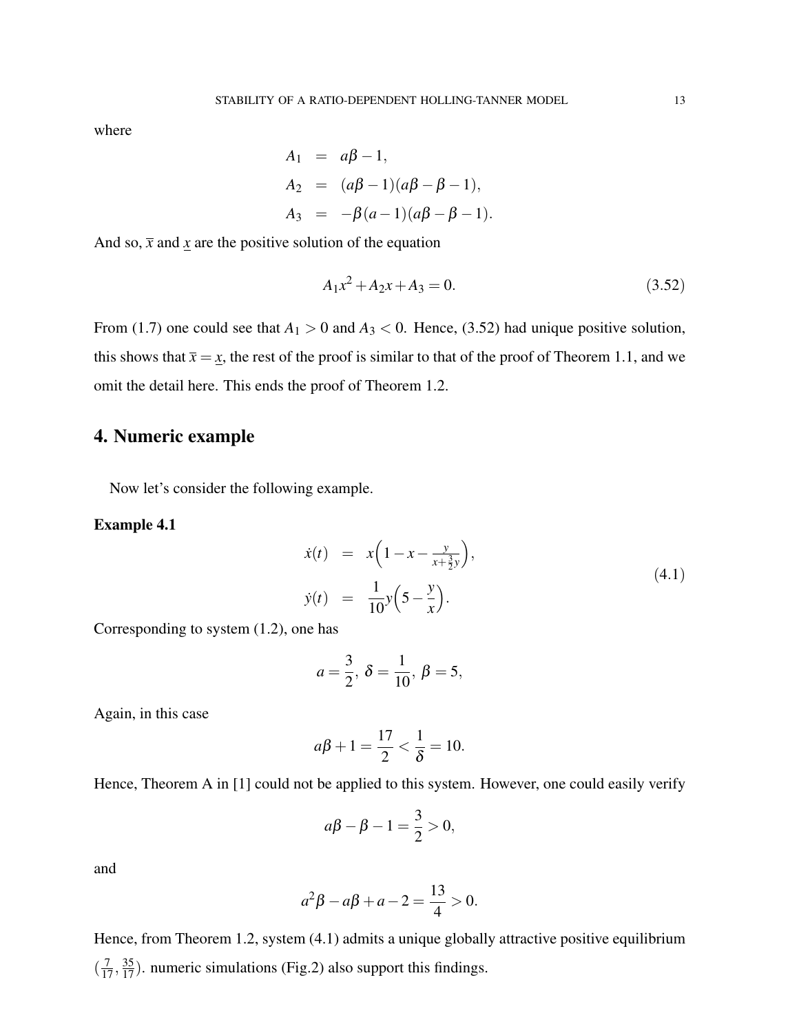where

$$
\begin{aligned}
A_1 &= a\beta - 1,\\
A_2 &= (a\beta - 1)(a\beta - \beta - 1),\\
A_3 &= -\beta(a-1)(a\beta - \beta - 1).
\end{aligned}
$$

And so, $\overline{x}$ and $\underline{x}$ are the positive solution of the equation

$$
A_1 x^2 + A_2 x + A_3 = 0. \tag{3.52}
$$

From (1.7) one could see that $A_1 > 0$ and $A_3 < 0$. Hence, (3.52) had unique positive solution, this shows that $\overline{x} = \underline{x}$, the rest of the proof is similar to that of the proof of Theorem 1.1, and we omit the detail here. This ends the proof of Theorem 1.2.

## 4. Numeric example

Now let's consider the following example.

**Example 4.1**

$$
\begin{aligned}
\dot{x}(t) &= x\Big(1 - x - \frac{y}{x + \frac{3}{2}y}\Big),\\
\dot{y}(t) &= \frac{1}{10}y\Big(5 - \frac{y}{x}\Big).
\end{aligned} \tag{4.1}
$$

Corresponding to system (1.2), one has

$$
a = \frac{3}{2},\ \delta = \frac{1}{10},\ \beta = 5,
$$

Again, in this case

$$
a\beta + 1 = \frac{17}{2} < \frac{1}{\delta} = 10.
$$

Hence, Theorem A in [1] could not be applied to this system. However, one could easily verify

$$
a\beta - \beta - 1 = \frac{3}{2} > 0,
$$

and

$$
a^2\beta - a\beta + a - 2 = \frac{13}{4} > 0.
$$

Hence, from Theorem 1.2, system (4.1) admits a unique globally attractive positive equilibrium $(\frac{7}{17}, \frac{35}{17})$. numeric simulations (Fig.2) also support this findings.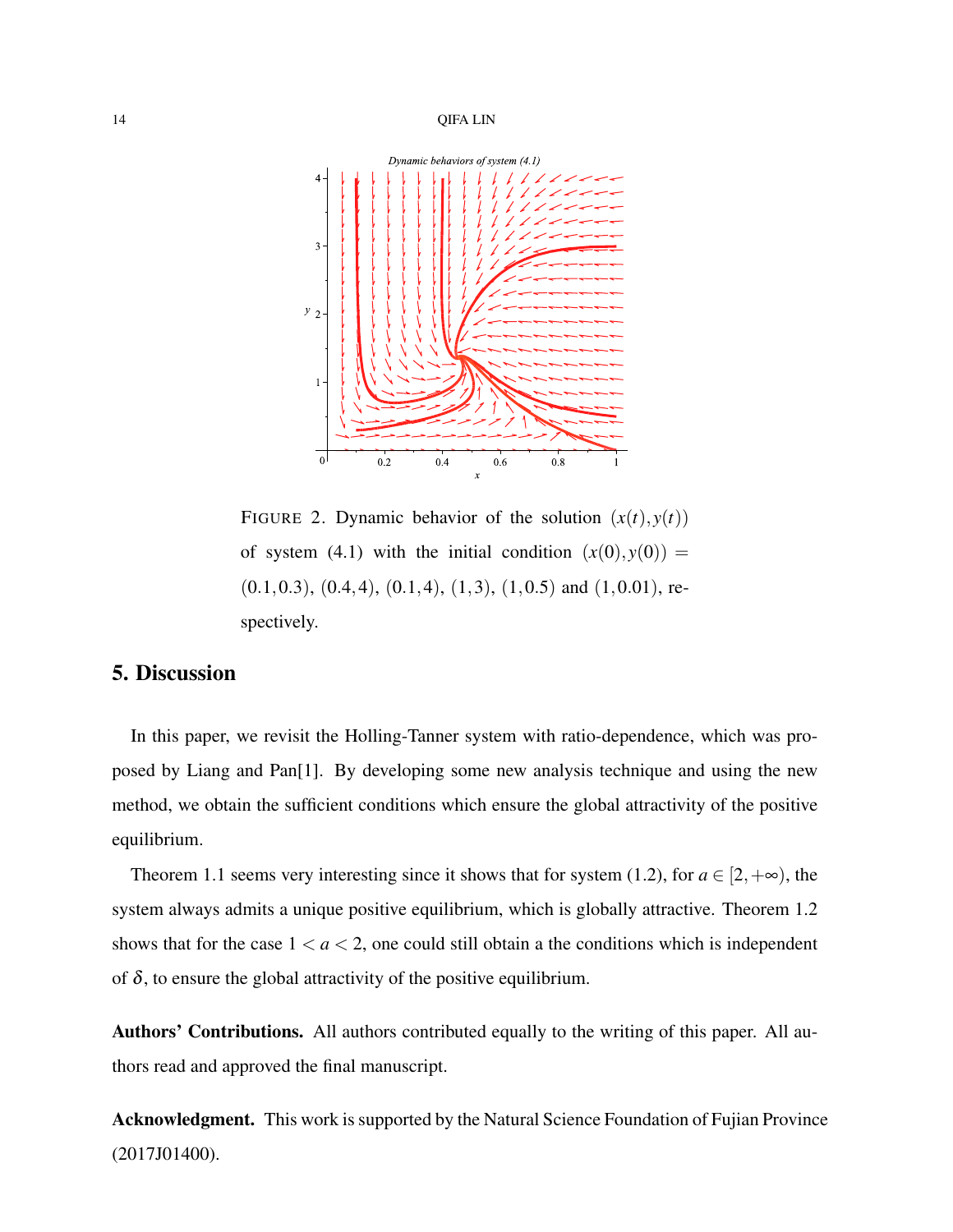FIGURE 2. Dynamic behavior of the solution $(x(t), y(t))$ of system (4.1) with the initial condition $(x(0), y(0)) = (0.1, 0.3)$, $(0.4, 4)$, $(0.1, 4)$, $(1, 3)$, $(1, 0.5)$ and $(1, 0.01)$, respectively.

## 5. Discussion

In this paper, we revisit the Holling-Tanner system with ratio-dependence, which was proposed by Liang and Pan[1]. By developing some new analysis technique and using the new method, we obtain the sufficient conditions which ensure the global attractivity of the positive equilibrium.

Theorem 1.1 seems very interesting since it shows that for system (1.2), for $a \in [2, +\infty)$, the system always admits a unique positive equilibrium, which is globally attractive. Theorem 1.2 shows that for the case $1 < a < 2$, one could still obtain a the conditions which is independent of $\delta$, to ensure the global attractivity of the positive equilibrium.

**Authors' Contributions.** All authors contributed equally to the writing of this paper. All authors read and approved the final manuscript.

**Acknowledgment.** This work is supported by the Natural Science Foundation of Fujian Province (2017J01400).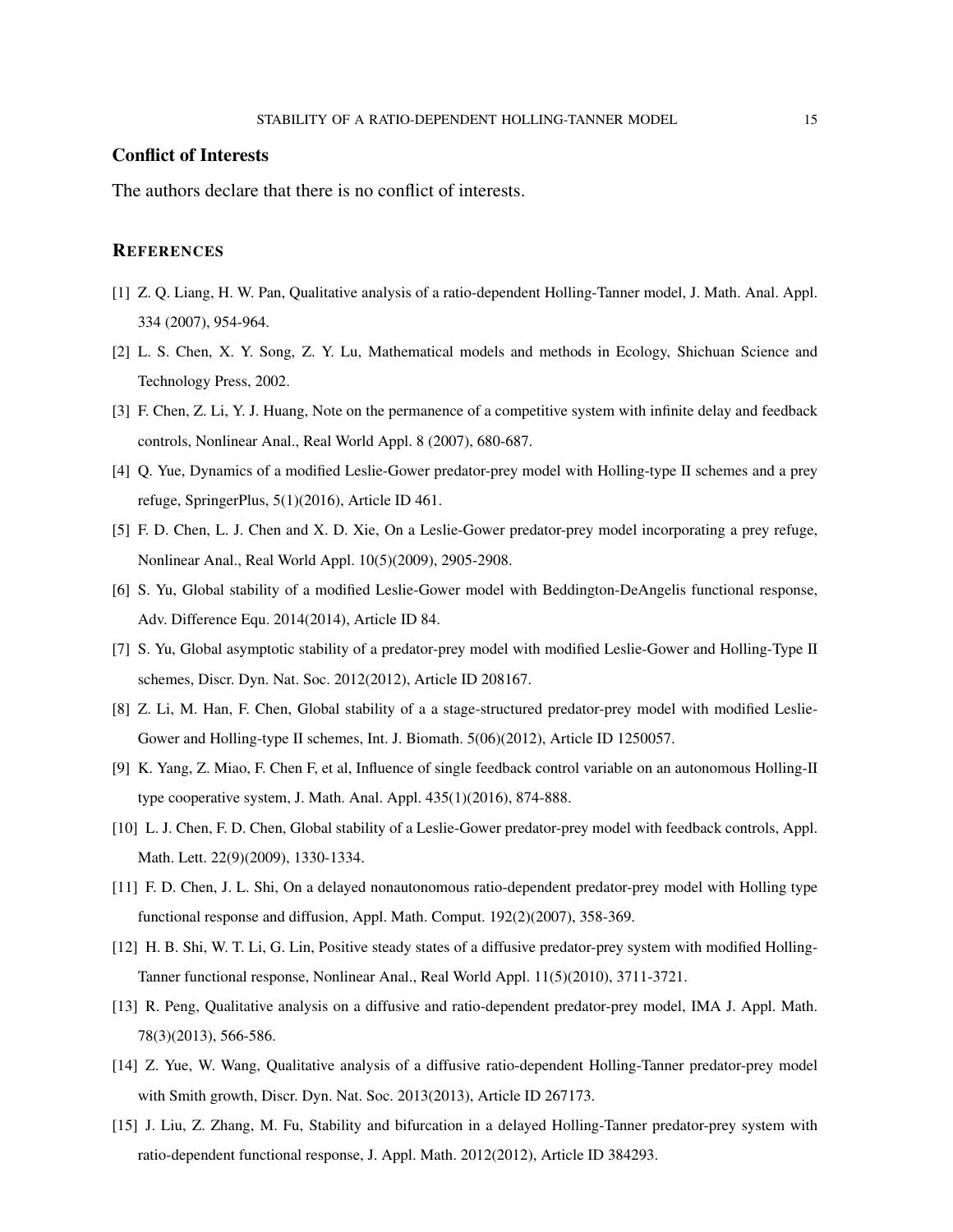## Conflict of Interests

The authors declare that there is no conflict of interests.

## REFERENCES

[1] Z. Q. Liang, H. W. Pan, Qualitative analysis of a ratio-dependent Holling-Tanner model, J. Math. Anal. Appl. 334 (2007), 954-964.

[2] L. S. Chen, X. Y. Song, Z. Y. Lu, Mathematical models and methods in Ecology, Shichuan Science and Technology Press, 2002.

[3] F. Chen, Z. Li, Y. J. Huang, Note on the permanence of a competitive system with infinite delay and feedback controls, Nonlinear Anal., Real World Appl. 8 (2007), 680-687.

[4] Q. Yue, Dynamics of a modified Leslie-Gower predator-prey model with Holling-type II schemes and a prey refuge, SpringerPlus, 5(1)(2016), Article ID 461.

[5] F. D. Chen, L. J. Chen and X. D. Xie, On a Leslie-Gower predator-prey model incorporating a prey refuge, Nonlinear Anal., Real World Appl. 10(5)(2009), 2905-2908.

[6] S. Yu, Global stability of a modified Leslie-Gower model with Beddington-DeAngelis functional response, Adv. Difference Equ. 2014(2014), Article ID 84.

[7] S. Yu, Global asymptotic stability of a predator-prey model with modified Leslie-Gower and Holling-Type II schemes, Discr. Dyn. Nat. Soc. 2012(2012), Article ID 208167.

[8] Z. Li, M. Han, F. Chen, Global stability of a a stage-structured predator-prey model with modified Leslie-Gower and Holling-type II schemes, Int. J. Biomath. 5(06)(2012), Article ID 1250057.

[9] K. Yang, Z. Miao, F. Chen F, et al, Influence of single feedback control variable on an autonomous Holling-II type cooperative system, J. Math. Anal. Appl. 435(1)(2016), 874-888.

[10] L. J. Chen, F. D. Chen, Global stability of a Leslie-Gower predator-prey model with feedback controls, Appl. Math. Lett. 22(9)(2009), 1330-1334.

[11] F. D. Chen, J. L. Shi, On a delayed nonautonomous ratio-dependent predator-prey model with Holling type functional response and diffusion, Appl. Math. Comput. 192(2)(2007), 358-369.

[12] H. B. Shi, W. T. Li, G. Lin, Positive steady states of a diffusive predator-prey system with modified Holling-Tanner functional response, Nonlinear Anal., Real World Appl. 11(5)(2010), 3711-3721.

[13] R. Peng, Qualitative analysis on a diffusive and ratio-dependent predator-prey model, IMA J. Appl. Math. 78(3)(2013), 566-586.

[14] Z. Yue, W. Wang, Qualitative analysis of a diffusive ratio-dependent Holling-Tanner predator-prey model with Smith growth, Discr. Dyn. Nat. Soc. 2013(2013), Article ID 267173.

[15] J. Liu, Z. Zhang, M. Fu, Stability and bifurcation in a delayed Holling-Tanner predator-prey system with ratio-dependent functional response, J. Appl. Math. 2012(2012), Article ID 384293.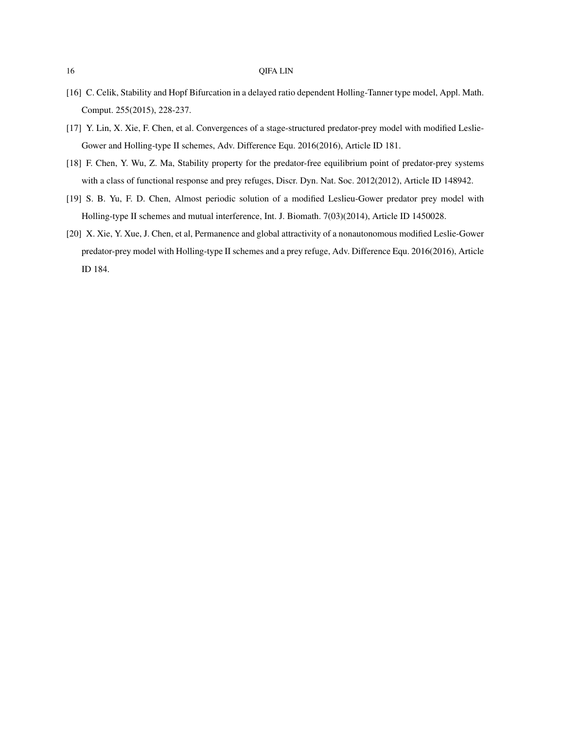[16] C. Celik, Stability and Hopf Bifurcation in a delayed ratio dependent Holling-Tanner type model, Appl. Math. Comput. 255(2015), 228-237.

[17] Y. Lin, X. Xie, F. Chen, et al. Convergences of a stage-structured predator-prey model with modified Leslie-Gower and Holling-type II schemes, Adv. Difference Equ. 2016(2016), Article ID 181.

[18] F. Chen, Y. Wu, Z. Ma, Stability property for the predator-free equilibrium point of predator-prey systems with a class of functional response and prey refuges, Discr. Dyn. Nat. Soc. 2012(2012), Article ID 148942.

[19] S. B. Yu, F. D. Chen, Almost periodic solution of a modified Leslieu-Gower predator prey model with Holling-type II schemes and mutual interference, Int. J. Biomath. 7(03)(2014), Article ID 1450028.

[20] X. Xie, Y. Xue, J. Chen, et al, Permanence and global attractivity of a nonautonomous modified Leslie-Gower predator-prey model with Holling-type II schemes and a prey refuge, Adv. Difference Equ. 2016(2016), Article ID 184.